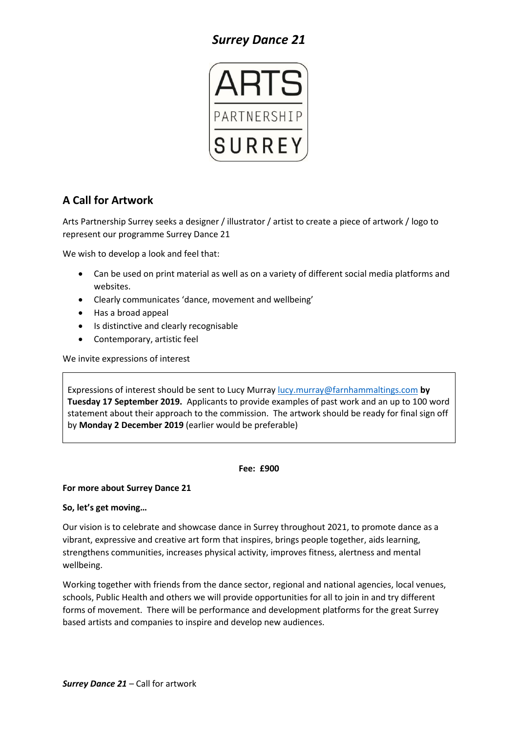# *Surrey Dance 21*

ARTS

PARTNERSHIP

SURREY

## A Call for Artwork

Arts Partnership Surrey seeks a designer / illustrator / artist to create a piece of artwork / logo to represent our programme Surrey Dance 21

We wish to develop a look and feel that:

- Can be used on print material as well as on a variety of different social media platforms and websites.
- Clearly communicates 'dance, movement and wellbeing'
- Has a broad appeal
- Is distinctive and clearly recognisable
- Contemporary, artistic feel

We invite expressions of interest

Expressions of interest should be sent to Lucy Murray [lucy.murray@farnhammaltings.com](mailto:lucy.murray@farnhammaltings.com) **by Tuesday 17 September 2019.** Applicants to provide examples of past work and an up to 100 word statement about their approach to the commission. The artwork should be ready for final sign off by **Monday 2 December 2019** (earlier would be preferable)

**Fee: £900**

**For more about Surrey Dance 21**

**So, let's get moving…**

Our vision is to celebrate and showcase dance in Surrey throughout 2021, to promote dance as a vibrant, expressive and creative art form that inspires, brings people together, aids learning, strengthens communities, increases physical activity, improves fitness, alertness and mental wellbeing.

Working together with friends from the dance sector, regional and national agencies, local venues, schools, Public Health and others we will provide opportunities for all to join in and try different forms of movement. There will be performance and development platforms for the great Surrey based artists and companies to inspire and develop new audiences.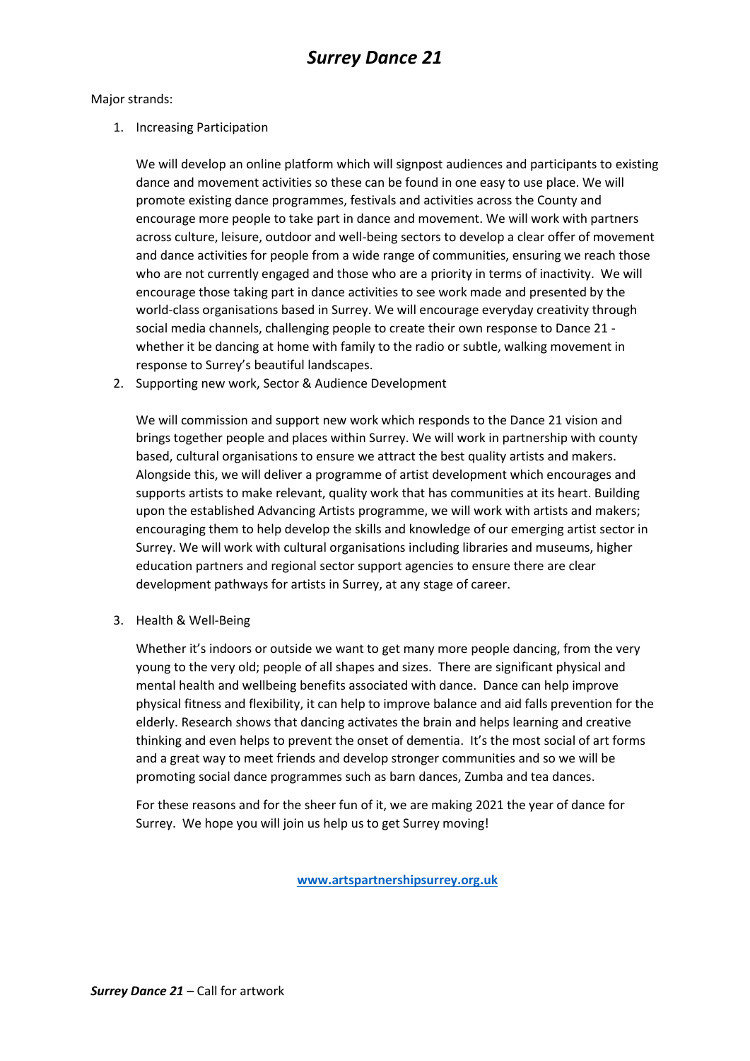# *Surrey Dance 21*

Major strands:

1. Increasing Participation

   We will develop an online platform which will signpost audiences and participants to existing dance and movement activities so these can be found in one easy to use place. We will promote existing dance programmes, festivals and activities across the County and encourage more people to take part in dance and movement. We will work with partners across culture, leisure, outdoor and well-being sectors to develop a clear offer of movement and dance activities for people from a wide range of communities, ensuring we reach those who are not currently engaged and those who are a priority in terms of inactivity. We will encourage those taking part in dance activities to see work made and presented by the world-class organisations based in Surrey. We will encourage everyday creativity through social media channels, challenging people to create their own response to Dance 21 - whether it be dancing at home with family to the radio or subtle, walking movement in response to Surrey's beautiful landscapes.

2. Supporting new work, Sector & Audience Development

   We will commission and support new work which responds to the Dance 21 vision and brings together people and places within Surrey. We will work in partnership with county based, cultural organisations to ensure we attract the best quality artists and makers. Alongside this, we will deliver a programme of artist development which encourages and supports artists to make relevant, quality work that has communities at its heart. Building upon the established Advancing Artists programme, we will work with artists and makers; encouraging them to help develop the skills and knowledge of our emerging artist sector in Surrey. We will work with cultural organisations including libraries and museums, higher education partners and regional sector support agencies to ensure there are clear development pathways for artists in Surrey, at any stage of career.

3. Health & Well-Being

   Whether it's indoors or outside we want to get many more people dancing, from the very young to the very old; people of all shapes and sizes. There are significant physical and mental health and wellbeing benefits associated with dance. Dance can help improve physical fitness and flexibility, it can help to improve balance and aid falls prevention for the elderly. Research shows that dancing activates the brain and helps learning and creative thinking and even helps to prevent the onset of dementia. It's the most social of art forms and a great way to meet friends and develop stronger communities and so we will be promoting social dance programmes such as barn dances, Zumba and tea dances.

   For these reasons and for the sheer fun of it, we are making 2021 the year of dance for Surrey. We hope you will join us help us to get Surrey moving!

**www.artspartnershipsurrey.org.uk**